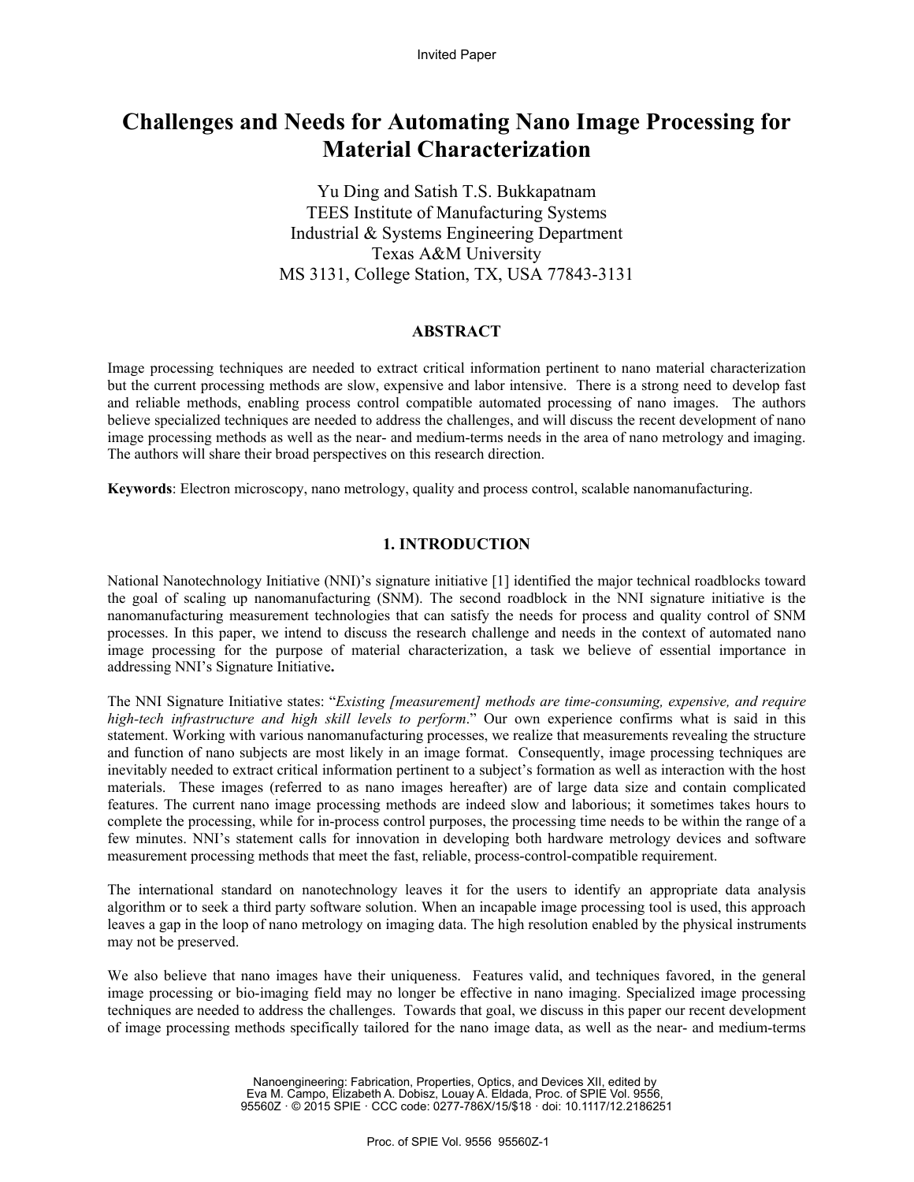Invited Paper

# Challenges and Needs for Automating Nano Image Processing for Material Characterization

Yu Ding and Satish T.S. Bukkapatnam
TEES Institute of Manufacturing Systems
Industrial & Systems Engineering Department
Texas A&M University
MS 3131, College Station, TX, USA 77843-3131

## ABSTRACT

Image processing techniques are needed to extract critical information pertinent to nano material characterization but the current processing methods are slow, expensive and labor intensive. There is a strong need to develop fast and reliable methods, enabling process control compatible automated processing of nano images. The authors believe specialized techniques are needed to address the challenges, and will discuss the recent development of nano image processing methods as well as the near- and medium-terms needs in the area of nano metrology and imaging. The authors will share their broad perspectives on this research direction.

**Keywords**: Electron microscopy, nano metrology, quality and process control, scalable nanomanufacturing.

## 1. INTRODUCTION

National Nanotechnology Initiative (NNI)'s signature initiative [1] identified the major technical roadblocks toward the goal of scaling up nanomanufacturing (SNM). The second roadblock in the NNI signature initiative is the nanomanufacturing measurement technologies that can satisfy the needs for process and quality control of SNM processes. In this paper, we intend to discuss the research challenge and needs in the context of automated nano image processing for the purpose of material characterization, a task we believe of essential importance in addressing NNI's Signature Initiative**.**

The NNI Signature Initiative states: "*Existing [measurement] methods are time-consuming, expensive, and require high-tech infrastructure and high skill levels to perform*." Our own experience confirms what is said in this statement. Working with various nanomanufacturing processes, we realize that measurements revealing the structure and function of nano subjects are most likely in an image format. Consequently, image processing techniques are inevitably needed to extract critical information pertinent to a subject's formation as well as interaction with the host materials. These images (referred to as nano images hereafter) are of large data size and contain complicated features. The current nano image processing methods are indeed slow and laborious; it sometimes takes hours to complete the processing, while for in-process control purposes, the processing time needs to be within the range of a few minutes. NNI's statement calls for innovation in developing both hardware metrology devices and software measurement processing methods that meet the fast, reliable, process-control-compatible requirement.

The international standard on nanotechnology leaves it for the users to identify an appropriate data analysis algorithm or to seek a third party software solution. When an incapable image processing tool is used, this approach leaves a gap in the loop of nano metrology on imaging data. The high resolution enabled by the physical instruments may not be preserved.

We also believe that nano images have their uniqueness. Features valid, and techniques favored, in the general image processing or bio-imaging field may no longer be effective in nano imaging. Specialized image processing techniques are needed to address the challenges. Towards that goal, we discuss in this paper our recent development of image processing methods specifically tailored for the nano image data, as well as the near- and medium-terms

Nanoengineering: Fabrication, Properties, Optics, and Devices XII, edited by Eva M. Campo, Elizabeth A. Dobisz, Louay A. Eldada, Proc. of SPIE Vol. 9556, 95560Z · © 2015 SPIE · CCC code: 0277-786X/15/$18 · doi: 10.1117/12.2186251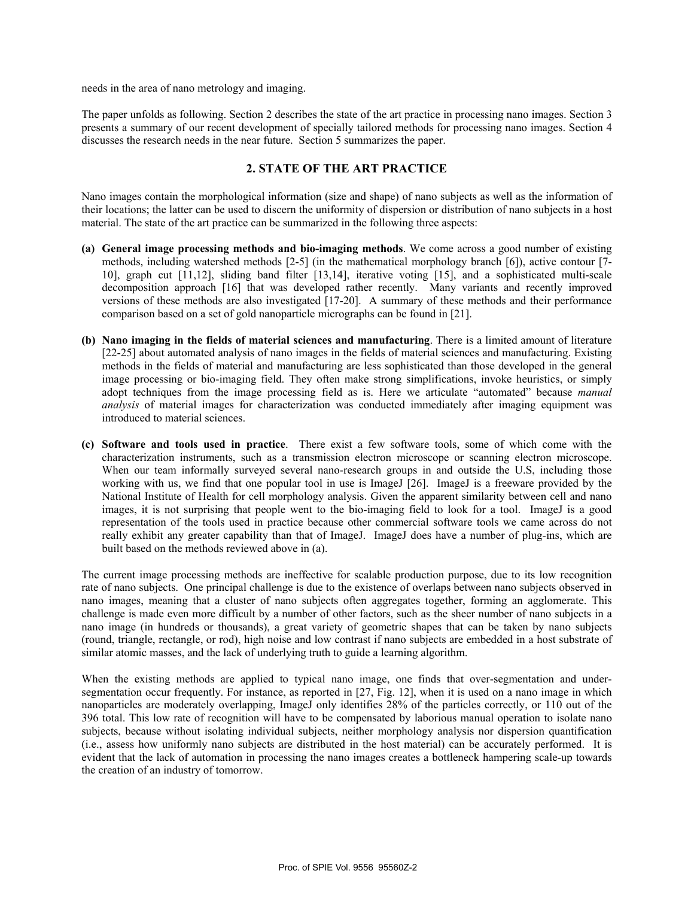needs in the area of nano metrology and imaging.

The paper unfolds as following. Section 2 describes the state of the art practice in processing nano images. Section 3 presents a summary of our recent development of specially tailored methods for processing nano images. Section 4 discusses the research needs in the near future. Section 5 summarizes the paper.

## 2. STATE OF THE ART PRACTICE

Nano images contain the morphological information (size and shape) of nano subjects as well as the information of their locations; the latter can be used to discern the uniformity of dispersion or distribution of nano subjects in a host material. The state of the art practice can be summarized in the following three aspects:

- **(a) General image processing methods and bio-imaging methods**. We come across a good number of existing methods, including watershed methods [2-5] (in the mathematical morphology branch [6]), active contour [7-10], graph cut [11,12], sliding band filter [13,14], iterative voting [15], and a sophisticated multi-scale decomposition approach [16] that was developed rather recently. Many variants and recently improved versions of these methods are also investigated [17-20]. A summary of these methods and their performance comparison based on a set of gold nanoparticle micrographs can be found in [21].
- **(b) Nano imaging in the fields of material sciences and manufacturing**. There is a limited amount of literature [22-25] about automated analysis of nano images in the fields of material sciences and manufacturing. Existing methods in the fields of material and manufacturing are less sophisticated than those developed in the general image processing or bio-imaging field. They often make strong simplifications, invoke heuristics, or simply adopt techniques from the image processing field as is. Here we articulate "automated" because *manual analysis* of material images for characterization was conducted immediately after imaging equipment was introduced to material sciences.
- **(c) Software and tools used in practice**. There exist a few software tools, some of which come with the characterization instruments, such as a transmission electron microscope or scanning electron microscope. When our team informally surveyed several nano-research groups in and outside the U.S, including those working with us, we find that one popular tool in use is ImageJ [26]. ImageJ is a freeware provided by the National Institute of Health for cell morphology analysis. Given the apparent similarity between cell and nano images, it is not surprising that people went to the bio-imaging field to look for a tool. ImageJ is a good representation of the tools used in practice because other commercial software tools we came across do not really exhibit any greater capability than that of ImageJ. ImageJ does have a number of plug-ins, which are built based on the methods reviewed above in (a).

The current image processing methods are ineffective for scalable production purpose, due to its low recognition rate of nano subjects. One principal challenge is due to the existence of overlaps between nano subjects observed in nano images, meaning that a cluster of nano subjects often aggregates together, forming an agglomerate. This challenge is made even more difficult by a number of other factors, such as the sheer number of nano subjects in a nano image (in hundreds or thousands), a great variety of geometric shapes that can be taken by nano subjects (round, triangle, rectangle, or rod), high noise and low contrast if nano subjects are embedded in a host substrate of similar atomic masses, and the lack of underlying truth to guide a learning algorithm.

When the existing methods are applied to typical nano image, one finds that over-segmentation and under-segmentation occur frequently. For instance, as reported in [27, Fig. 12], when it is used on a nano image in which nanoparticles are moderately overlapping, ImageJ only identifies 28% of the particles correctly, or 110 out of the 396 total. This low rate of recognition will have to be compensated by laborious manual operation to isolate nano subjects, because without isolating individual subjects, neither morphology analysis nor dispersion quantification (i.e., assess how uniformly nano subjects are distributed in the host material) can be accurately performed. It is evident that the lack of automation in processing the nano images creates a bottleneck hampering scale-up towards the creation of an industry of tomorrow.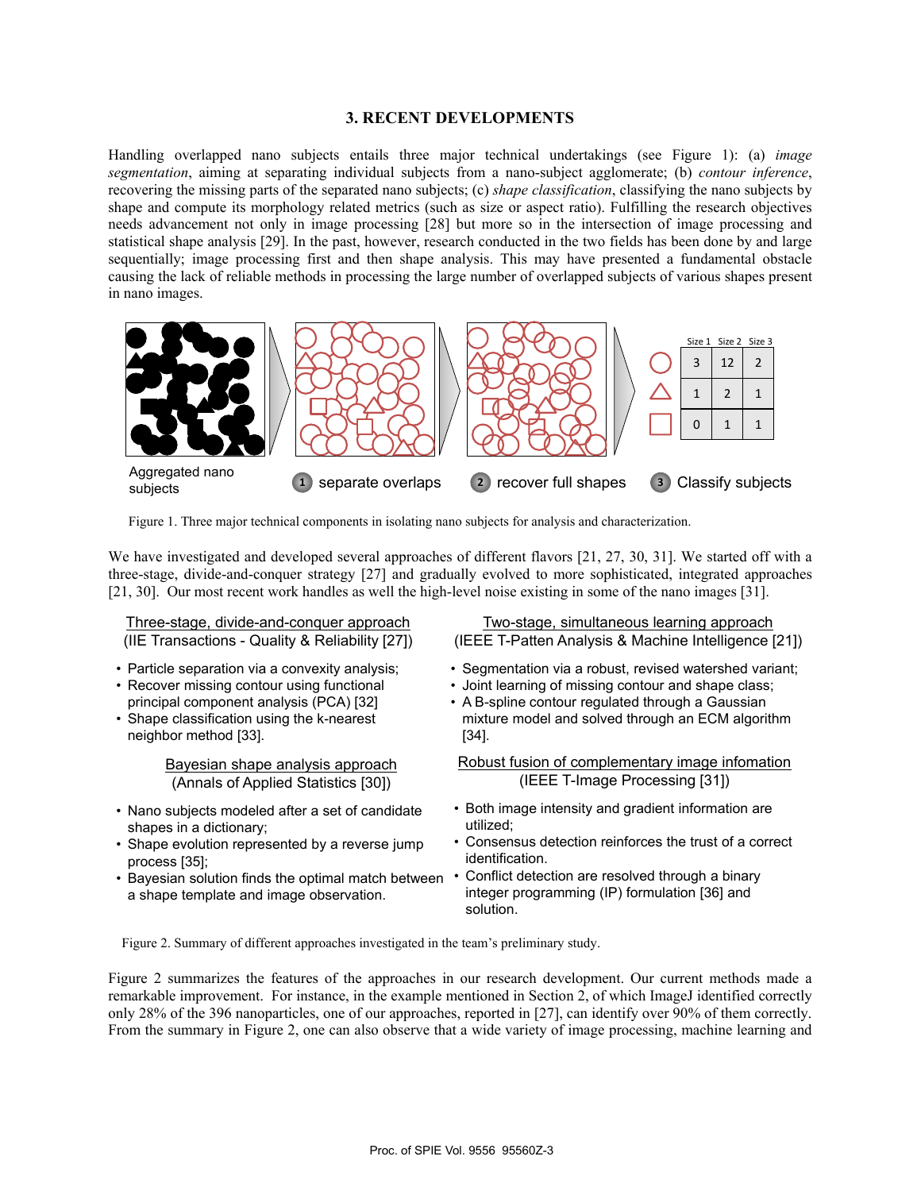## 3. RECENT DEVELOPMENTS

Handling overlapped nano subjects entails three major technical undertakings (see Figure 1): (a) *image segmentation*, aiming at separating individual subjects from a nano-subject agglomerate; (b) *contour inference*, recovering the missing parts of the separated nano subjects; (c) *shape classification*, classifying the nano subjects by shape and compute its morphology related metrics (such as size or aspect ratio). Fulfilling the research objectives needs advancement not only in image processing [28] but more so in the intersection of image processing and statistical shape analysis [29]. In the past, however, research conducted in the two fields has been done by and large sequentially; image processing first and then shape analysis. This may have presented a fundamental obstacle causing the lack of reliable methods in processing the large number of overlapped subjects of various shapes present in nano images.

| | Size 1 | Size 2 | Size 3 |
|---|---|---|---|
| ○ | 3 | 12 | 2 |
| △ | 1 | 2 | 1 |
| □ | 0 | 1 | 1 |

Aggregated nano subjects → (1) separate overlaps → (2) recover full shapes → (3) Classify subjects

Figure 1. Three major technical components in isolating nano subjects for analysis and characterization.

We have investigated and developed several approaches of different flavors [21, 27, 30, 31]. We started off with a three-stage, divide-and-conquer strategy [27] and gradually evolved to more sophisticated, integrated approaches [21, 30]. Our most recent work handles as well the high-level noise existing in some of the nano images [31].

**Three-stage, divide-and-conquer approach**
(IIE Transactions - Quality & Reliability [27])

- Particle separation via a convexity analysis;
- Recover missing contour using functional principal component analysis (PCA) [32]
- Shape classification using the k-nearest neighbor method [33].

**Two-stage, simultaneous learning approach**
(IEEE T-Patten Analysis & Machine Intelligence [21])

- Segmentation via a robust, revised watershed variant;
- Joint learning of missing contour and shape class;
- A B-spline contour regulated through a Gaussian mixture model and solved through an ECM algorithm [34].

**Bayesian shape analysis approach**
(Annals of Applied Statistics [30])

- Nano subjects modeled after a set of candidate shapes in a dictionary;
- Shape evolution represented by a reverse jump process [35];
- Bayesian solution finds the optimal match between a shape template and image observation.

**Robust fusion of complementary image infomation**
(IEEE T-Image Processing [31])

- Both image intensity and gradient information are utilized;
- Consensus detection reinforces the trust of a correct identification.
- Conflict detection are resolved through a binary integer programming (IP) formulation [36] and solution.

Figure 2. Summary of different approaches investigated in the team's preliminary study.

Figure 2 summarizes the features of the approaches in our research development. Our current methods made a remarkable improvement. For instance, in the example mentioned in Section 2, of which ImageJ identified correctly only 28% of the 396 nanoparticles, one of our approaches, reported in [27], can identify over 90% of them correctly. From the summary in Figure 2, one can also observe that a wide variety of image processing, machine learning and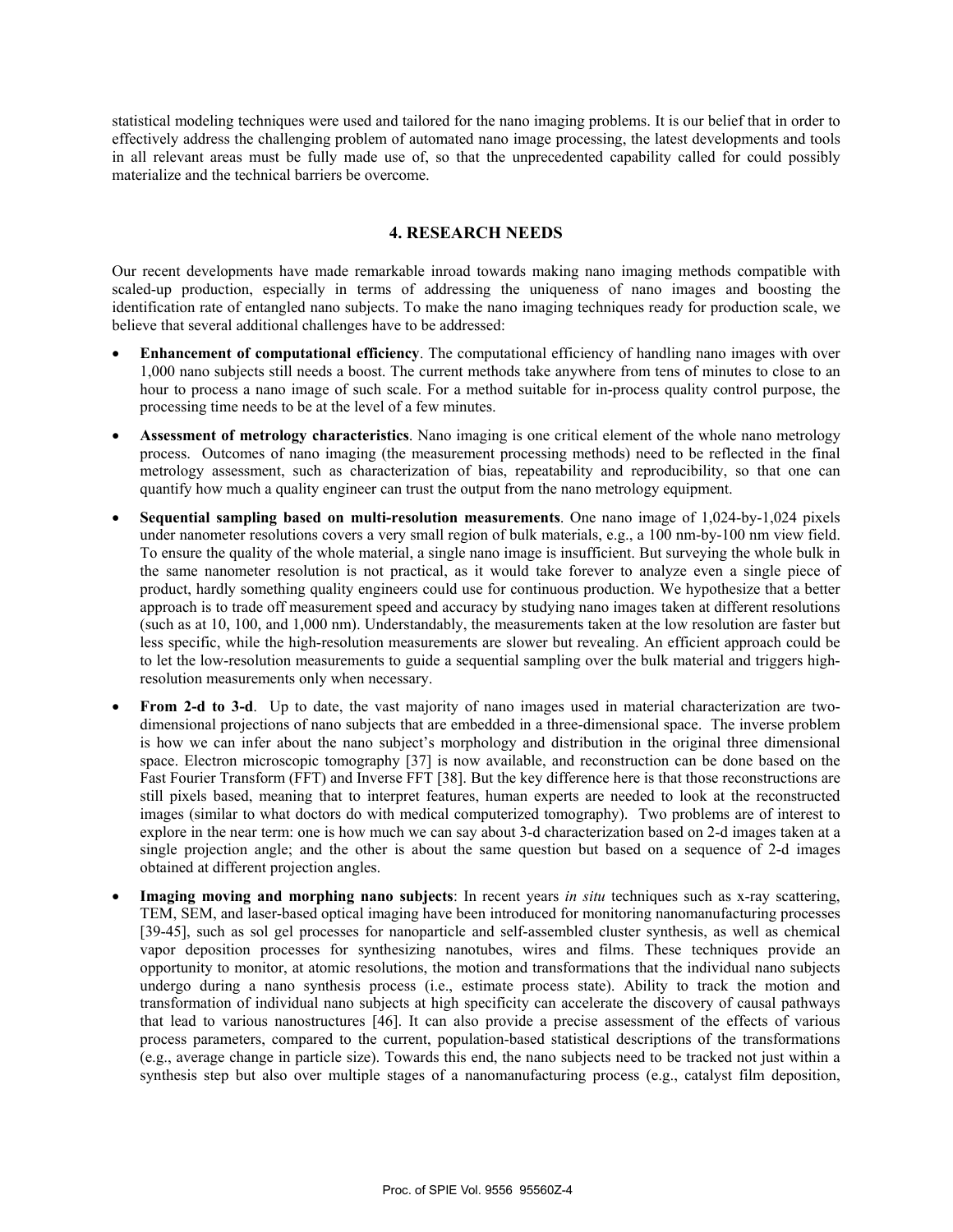statistical modeling techniques were used and tailored for the nano imaging problems. It is our belief that in order to effectively address the challenging problem of automated nano image processing, the latest developments and tools in all relevant areas must be fully made use of, so that the unprecedented capability called for could possibly materialize and the technical barriers be overcome.

## 4. RESEARCH NEEDS

Our recent developments have made remarkable inroad towards making nano imaging methods compatible with scaled-up production, especially in terms of addressing the uniqueness of nano images and boosting the identification rate of entangled nano subjects. To make the nano imaging techniques ready for production scale, we believe that several additional challenges have to be addressed:

- **Enhancement of computational efficiency**. The computational efficiency of handling nano images with over 1,000 nano subjects still needs a boost. The current methods take anywhere from tens of minutes to close to an hour to process a nano image of such scale. For a method suitable for in-process quality control purpose, the processing time needs to be at the level of a few minutes.
- **Assessment of metrology characteristics**. Nano imaging is one critical element of the whole nano metrology process. Outcomes of nano imaging (the measurement processing methods) need to be reflected in the final metrology assessment, such as characterization of bias, repeatability and reproducibility, so that one can quantify how much a quality engineer can trust the output from the nano metrology equipment.
- **Sequential sampling based on multi-resolution measurements**. One nano image of 1,024-by-1,024 pixels under nanometer resolutions covers a very small region of bulk materials, e.g., a 100 nm-by-100 nm view field. To ensure the quality of the whole material, a single nano image is insufficient. But surveying the whole bulk in the same nanometer resolution is not practical, as it would take forever to analyze even a single piece of product, hardly something quality engineers could use for continuous production. We hypothesize that a better approach is to trade off measurement speed and accuracy by studying nano images taken at different resolutions (such as at 10, 100, and 1,000 nm). Understandably, the measurements taken at the low resolution are faster but less specific, while the high-resolution measurements are slower but revealing. An efficient approach could be to let the low-resolution measurements to guide a sequential sampling over the bulk material and triggers high-resolution measurements only when necessary.
- **From 2-d to 3-d**. Up to date, the vast majority of nano images used in material characterization are two-dimensional projections of nano subjects that are embedded in a three-dimensional space. The inverse problem is how we can infer about the nano subject's morphology and distribution in the original three dimensional space. Electron microscopic tomography [37] is now available, and reconstruction can be done based on the Fast Fourier Transform (FFT) and Inverse FFT [38]. But the key difference here is that those reconstructions are still pixels based, meaning that to interpret features, human experts are needed to look at the reconstructed images (similar to what doctors do with medical computerized tomography). Two problems are of interest to explore in the near term: one is how much we can say about 3-d characterization based on 2-d images taken at a single projection angle; and the other is about the same question but based on a sequence of 2-d images obtained at different projection angles.
- **Imaging moving and morphing nano subjects**: In recent years *in situ* techniques such as x-ray scattering, TEM, SEM, and laser-based optical imaging have been introduced for monitoring nanomanufacturing processes [39-45], such as sol gel processes for nanoparticle and self-assembled cluster synthesis, as well as chemical vapor deposition processes for synthesizing nanotubes, wires and films. These techniques provide an opportunity to monitor, at atomic resolutions, the motion and transformations that the individual nano subjects undergo during a nano synthesis process (i.e., estimate process state). Ability to track the motion and transformation of individual nano subjects at high specificity can accelerate the discovery of causal pathways that lead to various nanostructures [46]. It can also provide a precise assessment of the effects of various process parameters, compared to the current, population-based statistical descriptions of the transformations (e.g., average change in particle size). Towards this end, the nano subjects need to be tracked not just within a synthesis step but also over multiple stages of a nanomanufacturing process (e.g., catalyst film deposition,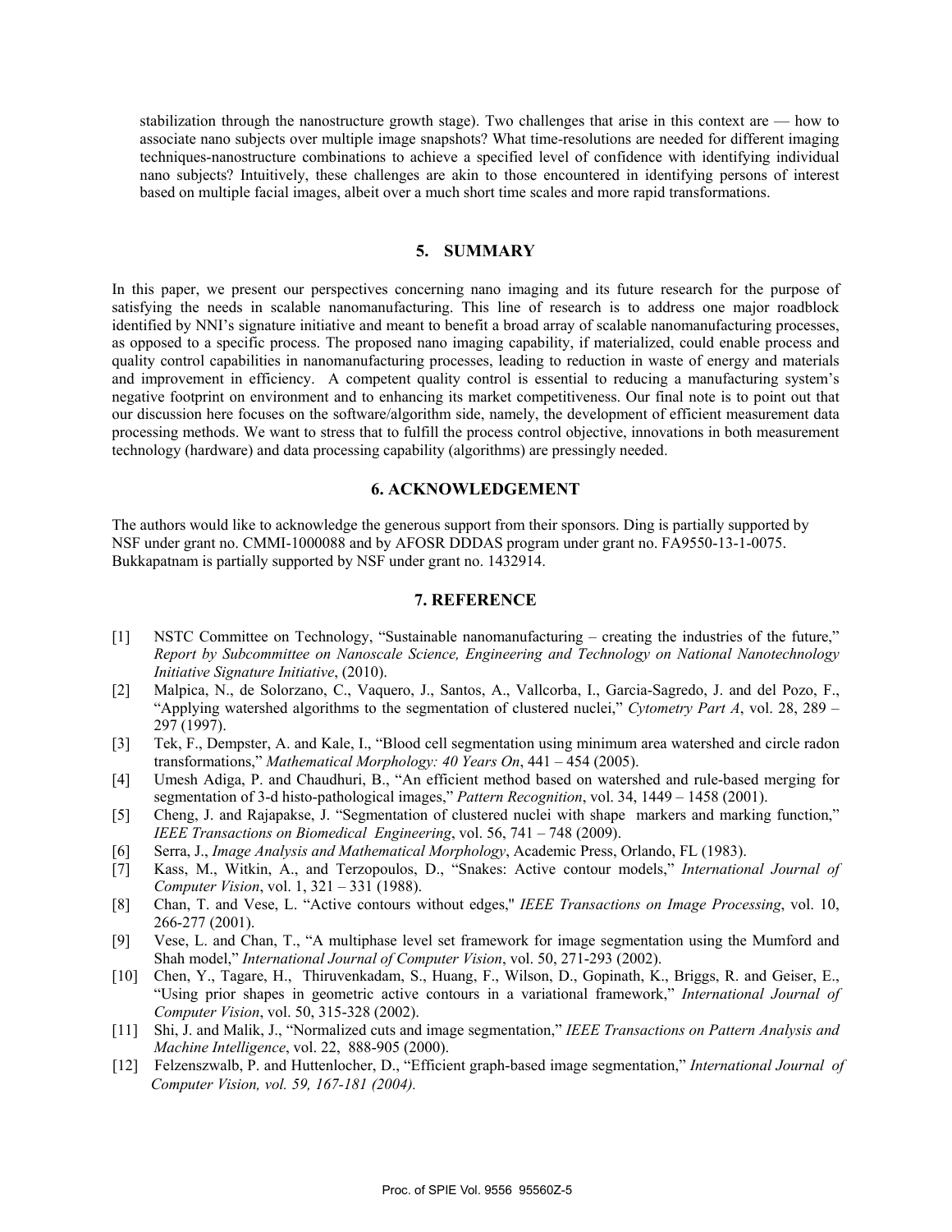stabilization through the nanostructure growth stage). Two challenges that arise in this context are — how to associate nano subjects over multiple image snapshots? What time-resolutions are needed for different imaging techniques-nanostructure combinations to achieve a specified level of confidence with identifying individual nano subjects? Intuitively, these challenges are akin to those encountered in identifying persons of interest based on multiple facial images, albeit over a much short time scales and more rapid transformations.

## 5. SUMMARY

In this paper, we present our perspectives concerning nano imaging and its future research for the purpose of satisfying the needs in scalable nanomanufacturing. This line of research is to address one major roadblock identified by NNI's signature initiative and meant to benefit a broad array of scalable nanomanufacturing processes, as opposed to a specific process. The proposed nano imaging capability, if materialized, could enable process and quality control capabilities in nanomanufacturing processes, leading to reduction in waste of energy and materials and improvement in efficiency. A competent quality control is essential to reducing a manufacturing system's negative footprint on environment and to enhancing its market competitiveness. Our final note is to point out that our discussion here focuses on the software/algorithm side, namely, the development of efficient measurement data processing methods. We want to stress that to fulfill the process control objective, innovations in both measurement technology (hardware) and data processing capability (algorithms) are pressingly needed.

## 6. ACKNOWLEDGEMENT

The authors would like to acknowledge the generous support from their sponsors. Ding is partially supported by NSF under grant no. CMMI-1000088 and by AFOSR DDDAS program under grant no. FA9550-13-1-0075. Bukkapatnam is partially supported by NSF under grant no. 1432914.

## 7. REFERENCE

[1] NSTC Committee on Technology, "Sustainable nanomanufacturing – creating the industries of the future," *Report by Subcommittee on Nanoscale Science, Engineering and Technology on National Nanotechnology Initiative Signature Initiative*, (2010).

[2] Malpica, N., de Solorzano, C., Vaquero, J., Santos, A., Vallcorba, I., Garcia-Sagredo, J. and del Pozo, F., "Applying watershed algorithms to the segmentation of clustered nuclei," *Cytometry Part A*, vol. 28, 289 – 297 (1997).

[3] Tek, F., Dempster, A. and Kale, I., "Blood cell segmentation using minimum area watershed and circle radon transformations," *Mathematical Morphology: 40 Years On*, 441 – 454 (2005).

[4] Umesh Adiga, P. and Chaudhuri, B., "An efficient method based on watershed and rule-based merging for segmentation of 3-d histo-pathological images," *Pattern Recognition*, vol. 34, 1449 – 1458 (2001).

[5] Cheng, J. and Rajapakse, J. "Segmentation of clustered nuclei with shape markers and marking function," *IEEE Transactions on Biomedical Engineering*, vol. 56, 741 – 748 (2009).

[6] Serra, J., *Image Analysis and Mathematical Morphology*, Academic Press, Orlando, FL (1983).

[7] Kass, M., Witkin, A., and Terzopoulos, D., "Snakes: Active contour models," *International Journal of Computer Vision*, vol. 1, 321 – 331 (1988).

[8] Chan, T. and Vese, L. "Active contours without edges," *IEEE Transactions on Image Processing*, vol. 10, 266-277 (2001).

[9] Vese, L. and Chan, T., "A multiphase level set framework for image segmentation using the Mumford and Shah model," *International Journal of Computer Vision*, vol. 50, 271-293 (2002).

[10] Chen, Y., Tagare, H., Thiruvenkadam, S., Huang, F., Wilson, D., Gopinath, K., Briggs, R. and Geiser, E., "Using prior shapes in geometric active contours in a variational framework," *International Journal of Computer Vision*, vol. 50, 315-328 (2002).

[11] Shi, J. and Malik, J., "Normalized cuts and image segmentation," *IEEE Transactions on Pattern Analysis and Machine Intelligence*, vol. 22, 888-905 (2000).

[12] Felzenszwalb, P. and Huttenlocher, D., "Efficient graph-based image segmentation," *International Journal of Computer Vision, vol. 59, 167-181 (2004).*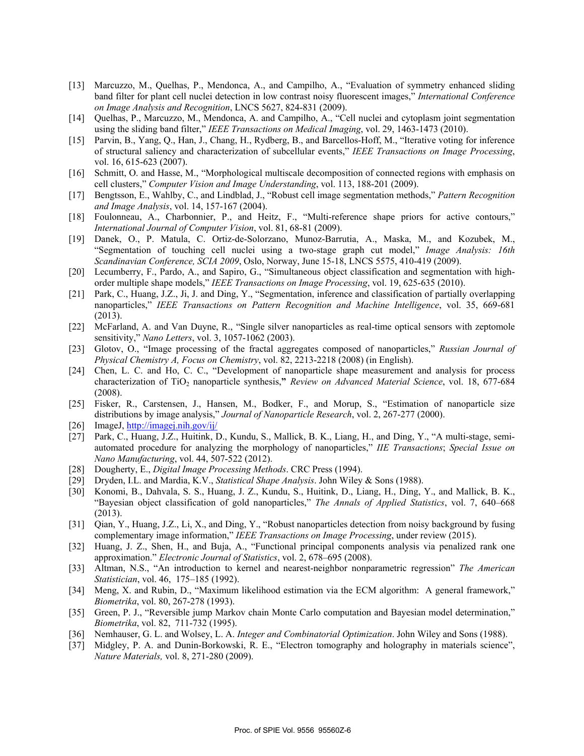[13] Marcuzzo, M., Quelhas, P., Mendonca, A., and Campilho, A., "Evaluation of symmetry enhanced sliding band filter for plant cell nuclei detection in low contrast noisy fluorescent images," *International Conference on Image Analysis and Recognition*, LNCS 5627, 824-831 (2009).

[14] Quelhas, P., Marcuzzo, M., Mendonca, A. and Campilho, A., "Cell nuclei and cytoplasm joint segmentation using the sliding band filter," *IEEE Transactions on Medical Imaging*, vol. 29, 1463-1473 (2010).

[15] Parvin, B., Yang, Q., Han, J., Chang, H., Rydberg, B., and Barcellos-Hoff, M., "Iterative voting for inference of structural saliency and characterization of subcellular events," *IEEE Transactions on Image Processing*, vol. 16, 615-623 (2007).

[16] Schmitt, O. and Hasse, M., "Morphological multiscale decomposition of connected regions with emphasis on cell clusters," *Computer Vision and Image Understanding*, vol. 113, 188-201 (2009).

[17] Bengtsson, E., Wahlby, C., and Lindblad, J., "Robust cell image segmentation methods," *Pattern Recognition and Image Analysis*, vol. 14, 157-167 (2004).

[18] Foulonneau, A., Charbonnier, P., and Heitz, F., "Multi-reference shape priors for active contours," *International Journal of Computer Vision*, vol. 81, 68-81 (2009).

[19] Danek, O., P. Matula, C. Ortiz-de-Solorzano, Munoz-Barrutia, A., Maska, M., and Kozubek, M., "Segmentation of touching cell nuclei using a two-stage graph cut model," *Image Analysis: 16th Scandinavian Conference, SCIA 2009*, Oslo, Norway, June 15-18, LNCS 5575, 410-419 (2009).

[20] Lecumberry, F., Pardo, A., and Sapiro, G., "Simultaneous object classification and segmentation with high-order multiple shape models," *IEEE Transactions on Image Processing*, vol. 19, 625-635 (2010).

[21] Park, C., Huang, J.Z., Ji, J. and Ding, Y., "Segmentation, inference and classification of partially overlapping nanoparticles," *IEEE Transactions on Pattern Recognition and Machine Intelligence*, vol. 35, 669-681 (2013).

[22] McFarland, A. and Van Duyne, R., "Single silver nanoparticles as real-time optical sensors with zeptomole sensitivity," *Nano Letters*, vol. 3, 1057-1062 (2003).

[23] Glotov, O., "Image processing of the fractal aggregates composed of nanoparticles," *Russian Journal of Physical Chemistry A, Focus on Chemistry*, vol. 82, 2213-2218 (2008) (in English).

[24] Chen, L. C. and Ho, C. C., "Development of nanoparticle shape measurement and analysis for process characterization of $TiO_2$ nanoparticle synthesis," *Review on Advanced Material Science*, vol. 18, 677-684 (2008).

[25] Fisker, R., Carstensen, J., Hansen, M., Bodker, F., and Morup, S., "Estimation of nanoparticle size distributions by image analysis," *Journal of Nanoparticle Research*, vol. 2, 267-277 (2000).

[26] ImageJ, http://imagej.nih.gov/ij/

[27] Park, C., Huang, J.Z., Huitink, D., Kundu, S., Mallick, B. K., Liang, H., and Ding, Y., "A multi-stage, semi-automated procedure for analyzing the morphology of nanoparticles," *IIE Transactions*; *Special Issue on Nano Manufacturing*, vol. 44, 507-522 (2012).

[28] Dougherty, E., *Digital Image Processing Methods*. CRC Press (1994).

[29] Dryden, I.L. and Mardia, K.V., *Statistical Shape Analysis*. John Wiley & Sons (1988).

[30] Konomi, B., Dahvala, S. S., Huang, J. Z., Kundu, S., Huitink, D., Liang, H., Ding, Y., and Mallick, B. K., "Bayesian object classification of gold nanoparticles," *The Annals of Applied Statistics*, vol. 7, 640–668 (2013).

[31] Qian, Y., Huang, J.Z., Li, X., and Ding, Y., "Robust nanoparticles detection from noisy background by fusing complementary image information," *IEEE Transactions on Image Processing*, under review (2015).

[32] Huang, J. Z., Shen, H., and Buja, A., "Functional principal components analysis via penalized rank one approximation." *Electronic Journal of Statistics*, vol. 2, 678–695 (2008).

[33] Altman, N.S., "An introduction to kernel and nearest-neighbor nonparametric regression" *The American Statistician*, vol. 46, 175–185 (1992).

[34] Meng, X. and Rubin, D., "Maximum likelihood estimation via the ECM algorithm: A general framework," *Biometrika*, vol. 80, 267-278 (1993).

[35] Green, P. J., "Reversible jump Markov chain Monte Carlo computation and Bayesian model determination," *Biometrika*, vol. 82, 711-732 (1995).

[36] Nemhauser, G. L. and Wolsey, L. A. *Integer and Combinatorial Optimization*. John Wiley and Sons (1988).

[37] Midgley, P. A. and Dunin-Borkowski, R. E., "Electron tomography and holography in materials science", *Nature Materials,* vol. 8, 271-280 (2009).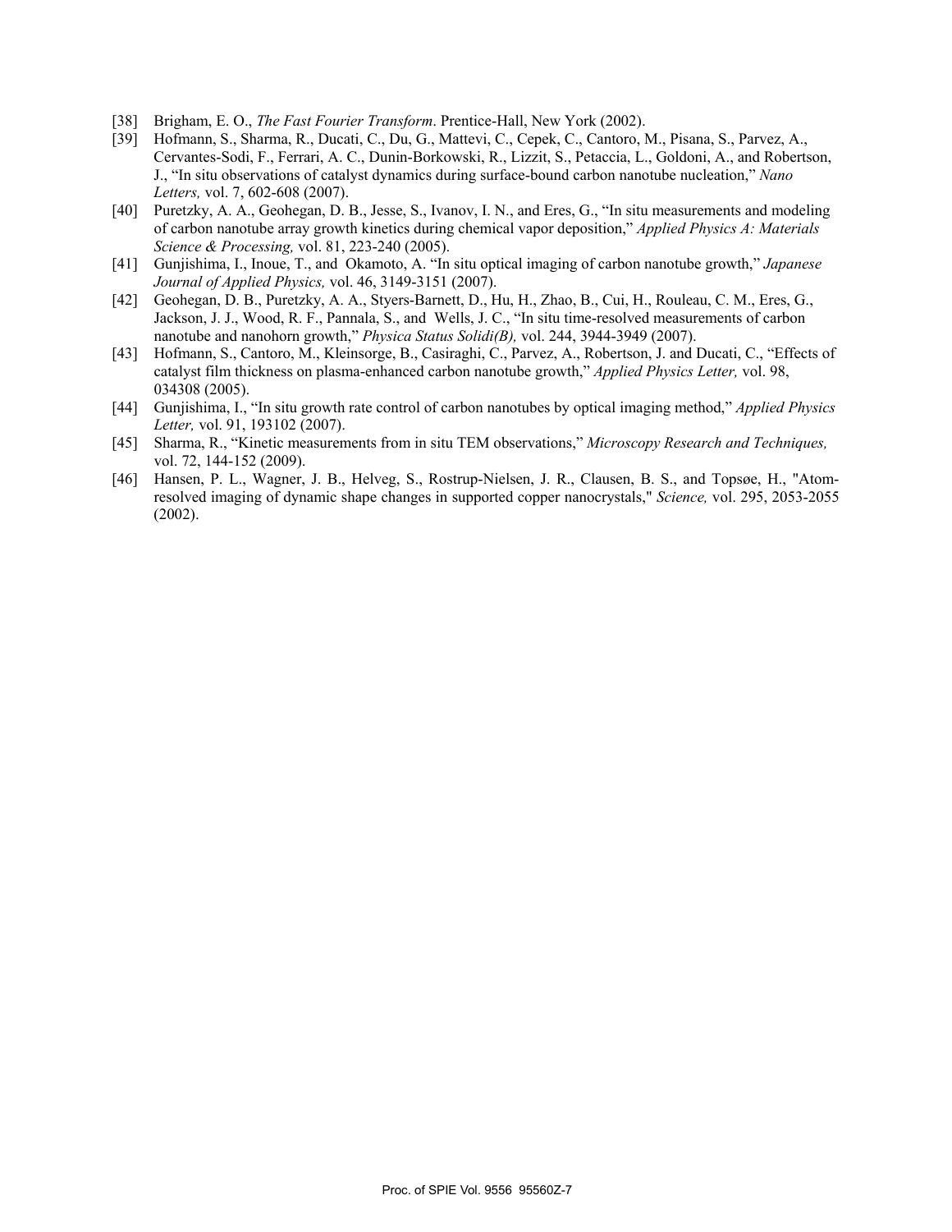[38] Brigham, E. O., *The Fast Fourier Transform*. Prentice-Hall, New York (2002).

[39] Hofmann, S., Sharma, R., Ducati, C., Du, G., Mattevi, C., Cepek, C., Cantoro, M., Pisana, S., Parvez, A., Cervantes-Sodi, F., Ferrari, A. C., Dunin-Borkowski, R., Lizzit, S., Petaccia, L., Goldoni, A., and Robertson, J., "In situ observations of catalyst dynamics during surface-bound carbon nanotube nucleation," *Nano Letters,* vol. 7, 602-608 (2007).

[40] Puretzky, A. A., Geohegan, D. B., Jesse, S., Ivanov, I. N., and Eres, G., "In situ measurements and modeling of carbon nanotube array growth kinetics during chemical vapor deposition," *Applied Physics A: Materials Science & Processing,* vol. 81, 223-240 (2005).

[41] Gunjishima, I., Inoue, T., and Okamoto, A. "In situ optical imaging of carbon nanotube growth," *Japanese Journal of Applied Physics,* vol. 46, 3149-3151 (2007).

[42] Geohegan, D. B., Puretzky, A. A., Styers-Barnett, D., Hu, H., Zhao, B., Cui, H., Rouleau, C. M., Eres, G., Jackson, J. J., Wood, R. F., Pannala, S., and Wells, J. C., "In situ time-resolved measurements of carbon nanotube and nanohorn growth," *Physica Status Solidi(B),* vol. 244, 3944-3949 (2007).

[43] Hofmann, S., Cantoro, M., Kleinsorge, B., Casiraghi, C., Parvez, A., Robertson, J. and Ducati, C., "Effects of catalyst film thickness on plasma-enhanced carbon nanotube growth," *Applied Physics Letter,* vol. 98, 034308 (2005).

[44] Gunjishima, I., "In situ growth rate control of carbon nanotubes by optical imaging method," *Applied Physics Letter,* vol. 91, 193102 (2007).

[45] Sharma, R., "Kinetic measurements from in situ TEM observations," *Microscopy Research and Techniques,* vol. 72, 144-152 (2009).

[46] Hansen, P. L., Wagner, J. B., Helveg, S., Rostrup-Nielsen, J. R., Clausen, B. S., and Topsøe, H., "Atom-resolved imaging of dynamic shape changes in supported copper nanocrystals," *Science,* vol. 295, 2053-2055 (2002).